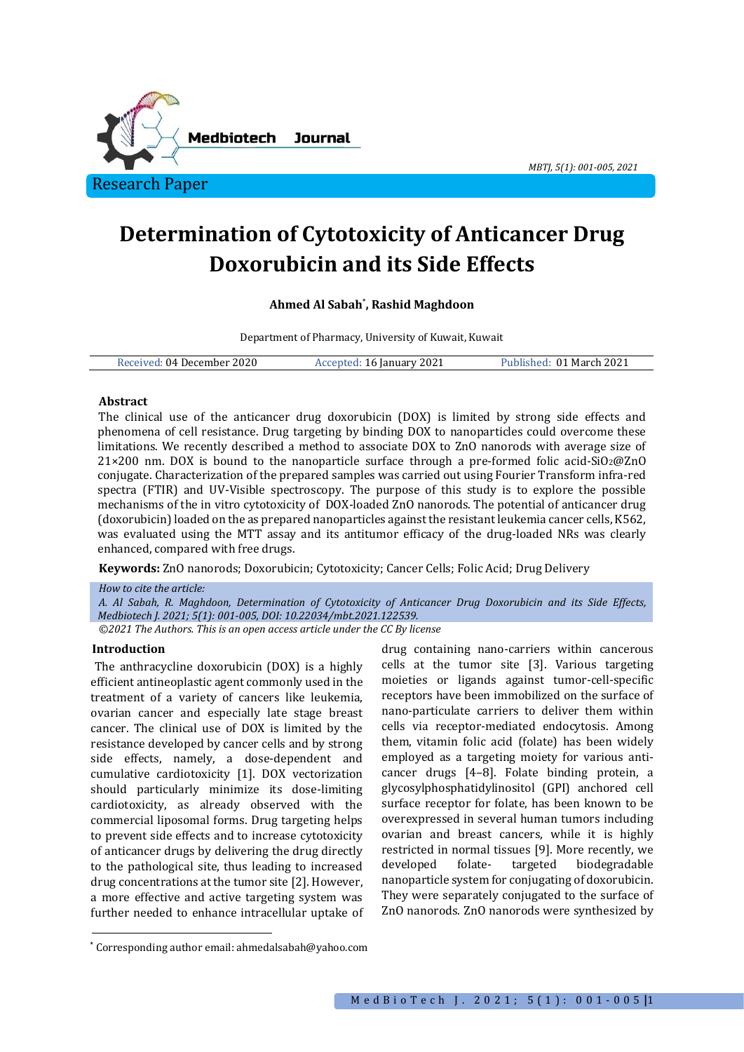Research Paper

# Determination of Cytotoxicity of Anticancer Drug Doxorubicin and its Side Effects

**Ahmed Al Sabah*, Rashid Maghdoon**

Department of Pharmacy, University of Kuwait, Kuwait

Received: 04 December 2020 | Accepted: 16 January 2021 | Published: 01 March 2021

### Abstract

The clinical use of the anticancer drug doxorubicin (DOX) is limited by strong side effects and phenomena of cell resistance. Drug targeting by binding DOX to nanoparticles could overcome these limitations. We recently described a method to associate DOX to ZnO nanorods with average size of 21×200 nm. DOX is bound to the nanoparticle surface through a pre-formed folic acid-$SiO_2$@ZnO conjugate. Characterization of the prepared samples was carried out using Fourier Transform infra-red spectra (FTIR) and UV-Visible spectroscopy. The purpose of this study is to explore the possible mechanisms of the in vitro cytotoxicity of DOX-loaded ZnO nanorods. The potential of anticancer drug (doxorubicin) loaded on the as prepared nanoparticles against the resistant leukemia cancer cells, K562, was evaluated using the MTT assay and its antitumor efficacy of the drug-loaded NRs was clearly enhanced, compared with free drugs.

**Keywords:** ZnO nanorods; Doxorubicin; Cytotoxicity; Cancer Cells; Folic Acid; Drug Delivery

*How to cite the article:*
*A. Al Sabah, R. Maghdoon, Determination of Cytotoxicity of Anticancer Drug Doxorubicin and its Side Effects, Medbiotech J. 2021; 5(1): 001-005, DOI: 10.22034/mbt.2021.122539.*
*©2021 The Authors. This is an open access article under the CC By license*

### Introduction

The anthracycline doxorubicin (DOX) is a highly efficient antineoplastic agent commonly used in the treatment of a variety of cancers like leukemia, ovarian cancer and especially late stage breast cancer. The clinical use of DOX is limited by the resistance developed by cancer cells and by strong side effects, namely, a dose-dependent and cumulative cardiotoxicity [1]. DOX vectorization should particularly minimize its dose-limiting cardiotoxicity, as already observed with the commercial liposomal forms. Drug targeting helps to prevent side effects and to increase cytotoxicity of anticancer drugs by delivering the drug directly to the pathological site, thus leading to increased drug concentrations at the tumor site [2]. However, a more effective and active targeting system was further needed to enhance intracellular uptake of drug containing nano-carriers within cancerous cells at the tumor site [3]. Various targeting moieties or ligands against tumor-cell-specific receptors have been immobilized on the surface of nano-particulate carriers to deliver them within cells via receptor-mediated endocytosis. Among them, vitamin folic acid (folate) has been widely employed as a targeting moiety for various anti-cancer drugs [4–8]. Folate binding protein, a glycosylphosphatidylinositol (GPI) anchored cell surface receptor for folate, has been known to be overexpressed in several human tumors including ovarian and breast cancers, while it is highly restricted in normal tissues [9]. More recently, we developed folate- targeted biodegradable nanoparticle system for conjugating of doxorubicin. They were separately conjugated to the surface of ZnO nanorods. ZnO nanorods were synthesized by

* Corresponding author email: ahmedalsabah@yahoo.com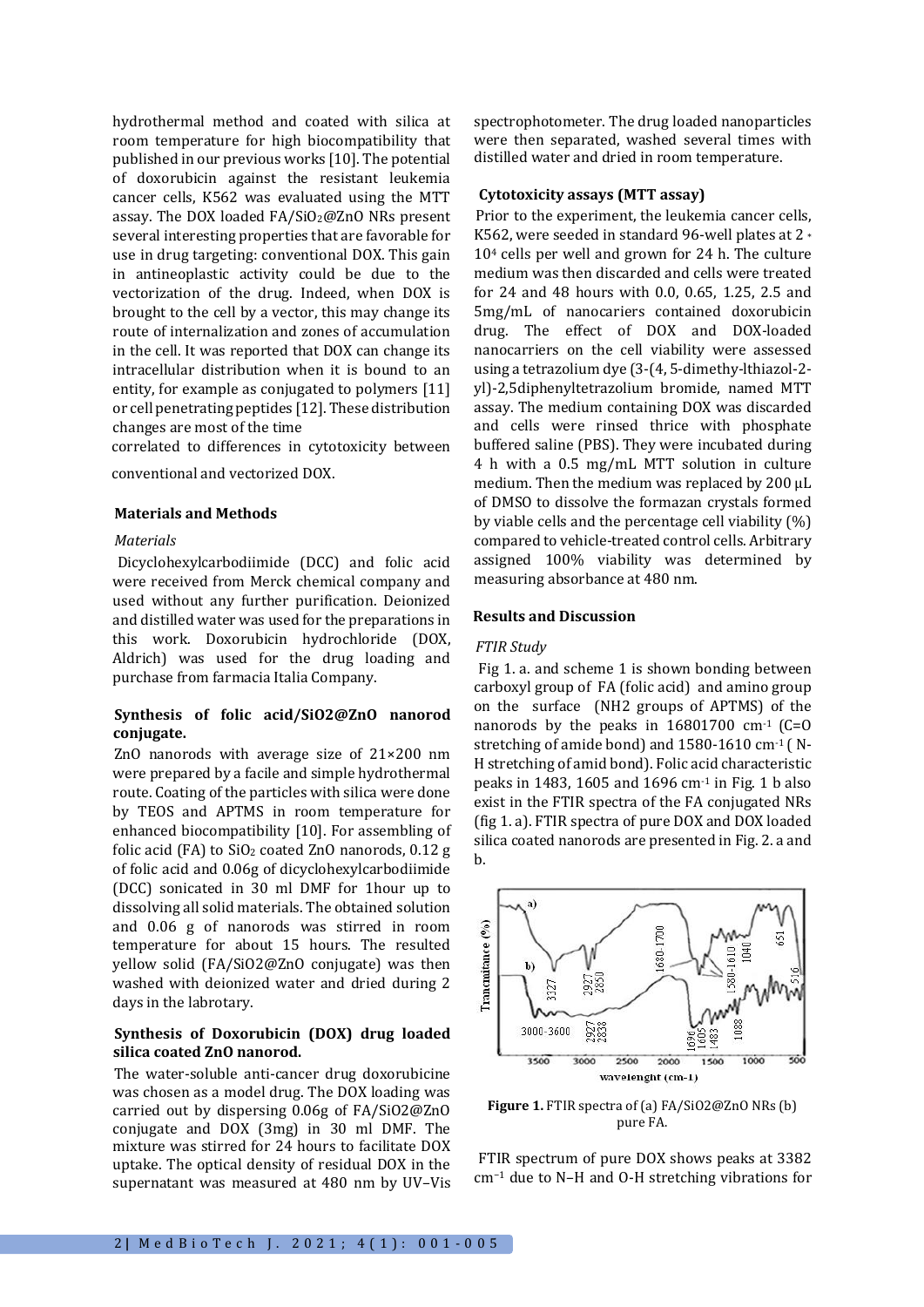hydrothermal method and coated with silica at room temperature for high biocompatibility that published in our previous works [10]. The potential of doxorubicin against the resistant leukemia cancer cells, K562 was evaluated using the MTT assay. The DOX loaded FA/$SiO_2$@ZnO NRs present several interesting properties that are favorable for use in drug targeting: conventional DOX. This gain in antineoplastic activity could be due to the vectorization of the drug. Indeed, when DOX is brought to the cell by a vector, this may change its route of internalization and zones of accumulation in the cell. It was reported that DOX can change its intracellular distribution when it is bound to an entity, for example as conjugated to polymers [11] or cell penetrating peptides [12]. These distribution changes are most of the time correlated to differences in cytotoxicity between conventional and vectorized DOX.

## Materials and Methods

### *Materials*

Dicyclohexylcarbodiimide (DCC) and folic acid were received from Merck chemical company and used without any further purification. Deionized and distilled water was used for the preparations in this work. Doxorubicin hydrochloride (DOX, Aldrich) was used for the drug loading and purchase from farmacia Italia Company.

### Synthesis of folic acid/SiO2@ZnO nanorod conjugate.

ZnO nanorods with average size of 21×200 nm were prepared by a facile and simple hydrothermal route. Coating of the particles with silica were done by TEOS and APTMS in room temperature for enhanced biocompatibility [10]. For assembling of folic acid (FA) to $SiO_2$ coated ZnO nanorods, 0.12 g of folic acid and 0.06g of dicyclohexylcarbodiimide (DCC) sonicated in 30 ml DMF for 1hour up to dissolving all solid materials. The obtained solution and 0.06 g of nanorods was stirred in room temperature for about 15 hours. The resulted yellow solid (FA/SiO2@ZnO conjugate) was then washed with deionized water and dried during 2 days in the labrotary.

### Synthesis of Doxorubicin (DOX) drug loaded silica coated ZnO nanorod.

The water-soluble anti-cancer drug doxorubicine was chosen as a model drug. The DOX loading was carried out by dispersing 0.06g of FA/SiO2@ZnO conjugate and DOX (3mg) in 30 ml DMF. The mixture was stirred for 24 hours to facilitate DOX uptake. The optical density of residual DOX in the supernatant was measured at 480 nm by UV–Vis spectrophotometer. The drug loaded nanoparticles were then separated, washed several times with distilled water and dried in room temperature.

### Cytotoxicity assays (MTT assay)

Prior to the experiment, the leukemia cancer cells, K562, were seeded in standard 96-well plates at 2 * $10^4$ cells per well and grown for 24 h. The culture medium was then discarded and cells were treated for 24 and 48 hours with 0.0, 0.65, 1.25, 2.5 and 5mg/mL of nanocariers contained doxorubicin drug. The effect of DOX and DOX-loaded nanocarriers on the cell viability were assessed using a tetrazolium dye (3-(4, 5-dimethy-lthiazol-2-yl)-2,5diphenyltetrazolium bromide, named MTT assay. The medium containing DOX was discarded and cells were rinsed thrice with phosphate buffered saline (PBS). They were incubated during 4 h with a 0.5 mg/mL MTT solution in culture medium. Then the medium was replaced by 200 μL of DMSO to dissolve the formazan crystals formed by viable cells and the percentage cell viability (%) compared to vehicle-treated control cells. Arbitrary assigned 100% viability was determined by measuring absorbance at 480 nm.

## Results and Discussion

### *FTIR Study*

Fig 1. a. and scheme 1 is shown bonding between carboxyl group of FA (folic acid) and amino group on the surface (NH2 groups of APTMS) of the nanorods by the peaks in 16801700 $cm^{-1}$ (C=O stretching of amide bond) and 1580-1610 $cm^{-1}$ ( N-H stretching of amid bond). Folic acid characteristic peaks in 1483, 1605 and 1696 $cm^{-1}$ in Fig. 1 b also exist in the FTIR spectra of the FA conjugated NRs (fig 1. a). FTIR spectra of pure DOX and DOX loaded silica coated nanorods are presented in Fig. 2. a and b.

**Figure 1.** FTIR spectra of (a) FA/SiO2@ZnO NRs (b) pure FA.

FTIR spectrum of pure DOX shows peaks at 3382 $cm^{-1}$ due to N–H and O-H stretching vibrations for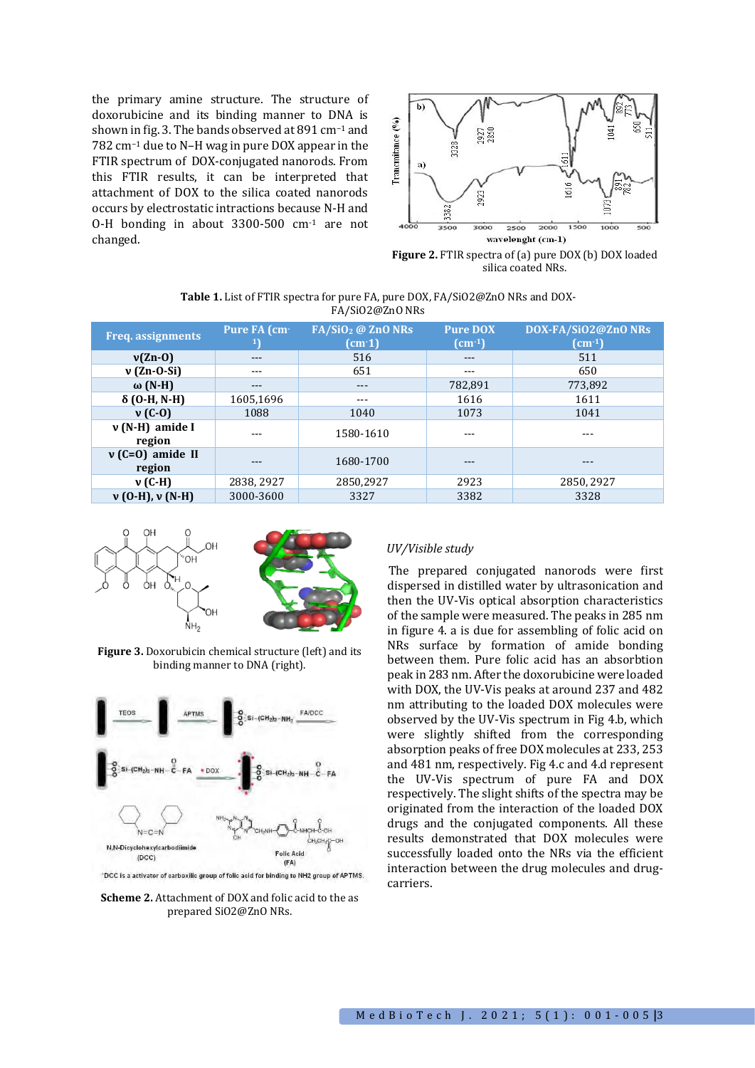the primary amine structure. The structure of doxorubicine and its binding manner to DNA is shown in fig. 3. The bands observed at 891 $cm^{-1}$ and 782 $cm^{-1}$ due to N–H wag in pure DOX appear in the FTIR spectrum of DOX-conjugated nanorods. From this FTIR results, it can be interpreted that attachment of DOX to the silica coated nanorods occurs by electrostatic intractions because N-H and O-H bonding in about 3300-500 $cm^{-1}$ are not changed.

**Figure 2.** FTIR spectra of (a) pure DOX (b) DOX loaded silica coated NRs.

**Table 1.** List of FTIR spectra for pure FA, pure DOX, FA/SiO2@ZnO NRs and DOX-FA/SiO2@ZnO NRs

| Freq. assignments | Pure FA ($cm^{-1}$) | FA/$SiO_2$ @ ZnO NRs ($cm^{-1}$) | Pure DOX ($cm^{-1}$) | DOX-FA/SiO2@ZnO NRs ($cm^{-1}$) |
|---|---|---|---|---|
| ν(Zn-O) | --- | 516 | --- | 511 |
| ν (Zn-O-Si) | --- | 651 | --- | 650 |
| ω (N-H) | --- | --- | 782,891 | 773,892 |
| δ (O-H, N-H) | 1605,1696 | --- | 1616 | 1611 |
| ν (C-O) | 1088 | 1040 | 1073 | 1041 |
| ν (N-H) amide I region | --- | 1580-1610 | --- | --- |
| ν (C=O) amide II region | --- | 1680-1700 | --- | --- |
| ν (C-H) | 2838, 2927 | 2850,2927 | 2923 | 2850, 2927 |
| ν (O-H), ν (N-H) | 3000-3600 | 3327 | 3382 | 3328 |

**Figure 3.** Doxorubicin chemical structure (left) and its binding manner to DNA (right).

**Scheme 2.** Attachment of DOX and folic acid to the as prepared SiO2@ZnO NRs.

*UV/Visible study*

The prepared conjugated nanorods were first dispersed in distilled water by ultrasonication and then the UV-Vis optical absorption characteristics of the sample were measured. The peaks in 285 nm in figure 4. a is due for assembling of folic acid on NRs surface by formation of amide bonding between them. Pure folic acid has an absorbtion peak in 283 nm. After the doxorubicine were loaded with DOX, the UV-Vis peaks at around 237 and 482 nm attributing to the loaded DOX molecules were observed by the UV-Vis spectrum in Fig 4.b, which were slightly shifted from the corresponding absorption peaks of free DOX molecules at 233, 253 and 481 nm, respectively. Fig 4.c and 4.d represent the UV-Vis spectrum of pure FA and DOX respectively. The slight shifts of the spectra may be originated from the interaction of the loaded DOX drugs and the conjugated components. All these results demonstrated that DOX molecules were successfully loaded onto the NRs via the efficient interaction between the drug molecules and drug-carriers.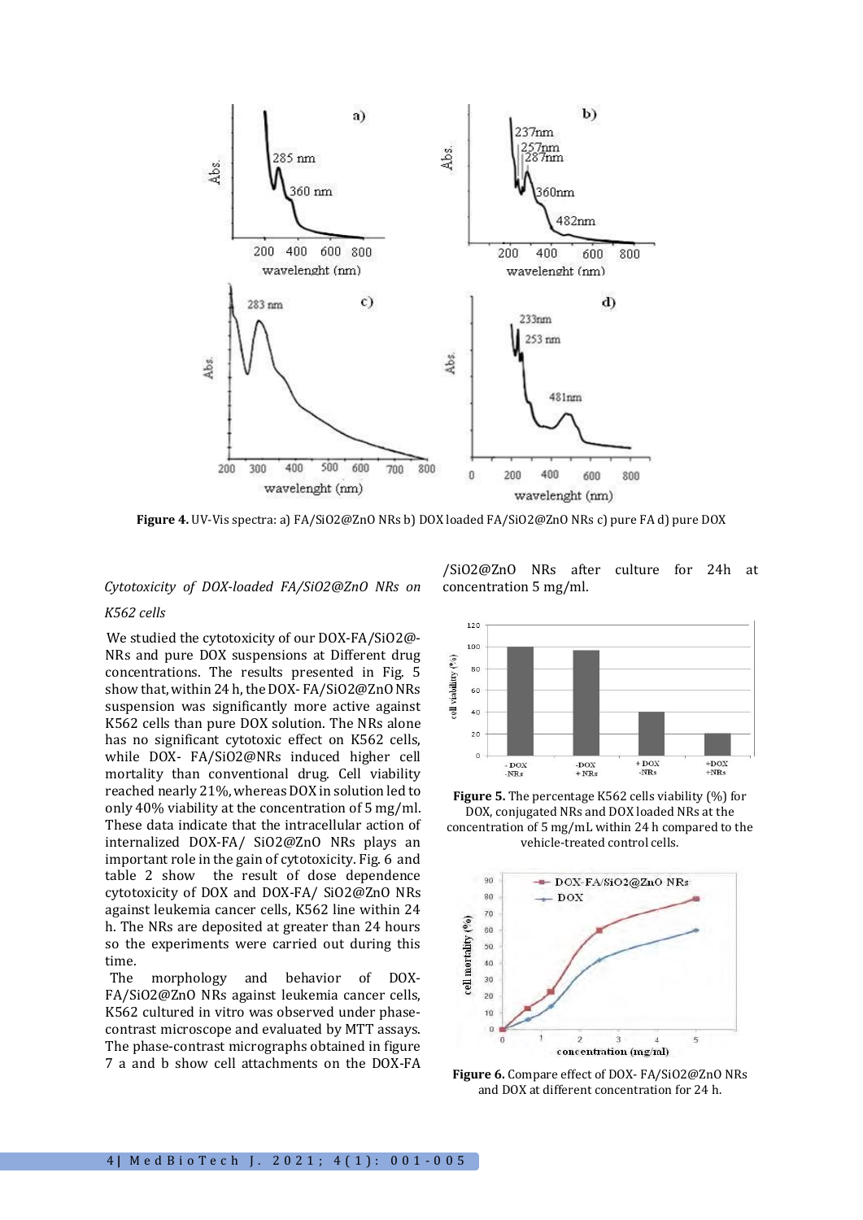**Figure 4.** UV-Vis spectra: a) FA/SiO2@ZnO NRs b) DOX loaded FA/SiO2@ZnO NRs c) pure FA d) pure DOX

*Cytotoxicity of DOX-loaded FA/SiO2@ZnO NRs on K562 cells*

We studied the cytotoxicity of our DOX-FA/SiO2@-NRs and pure DOX suspensions at Different drug concentrations. The results presented in Fig. 5 show that, within 24 h, the DOX- FA/SiO2@ZnO NRs suspension was significantly more active against K562 cells than pure DOX solution. The NRs alone has no significant cytotoxic effect on K562 cells, while DOX- FA/SiO2@NRs induced higher cell mortality than conventional drug. Cell viability reached nearly 21%, whereas DOX in solution led to only 40% viability at the concentration of 5 mg/ml. These data indicate that the intracellular action of internalized DOX-FA/ SiO2@ZnO NRs plays an important role in the gain of cytotoxicity. Fig. 6 and table 2 show the result of dose dependence cytotoxicity of DOX and DOX-FA/ SiO2@ZnO NRs against leukemia cancer cells, K562 line within 24 h. The NRs are deposited at greater than 24 hours so the experiments were carried out during this time.

The morphology and behavior of DOX-FA/SiO2@ZnO NRs against leukemia cancer cells, K562 cultured in vitro was observed under phase-contrast microscope and evaluated by MTT assays. The phase-contrast micrographs obtained in figure 7 a and b show cell attachments on the DOX-FA /SiO2@ZnO NRs after culture for 24h at concentration 5 mg/ml.

**Figure 5.** The percentage K562 cells viability (%) for DOX, conjugated NRs and DOX loaded NRs at the concentration of 5 mg/mL within 24 h compared to the vehicle-treated control cells.

**Figure 6.** Compare effect of DOX- FA/SiO2@ZnO NRs and DOX at different concentration for 24 h.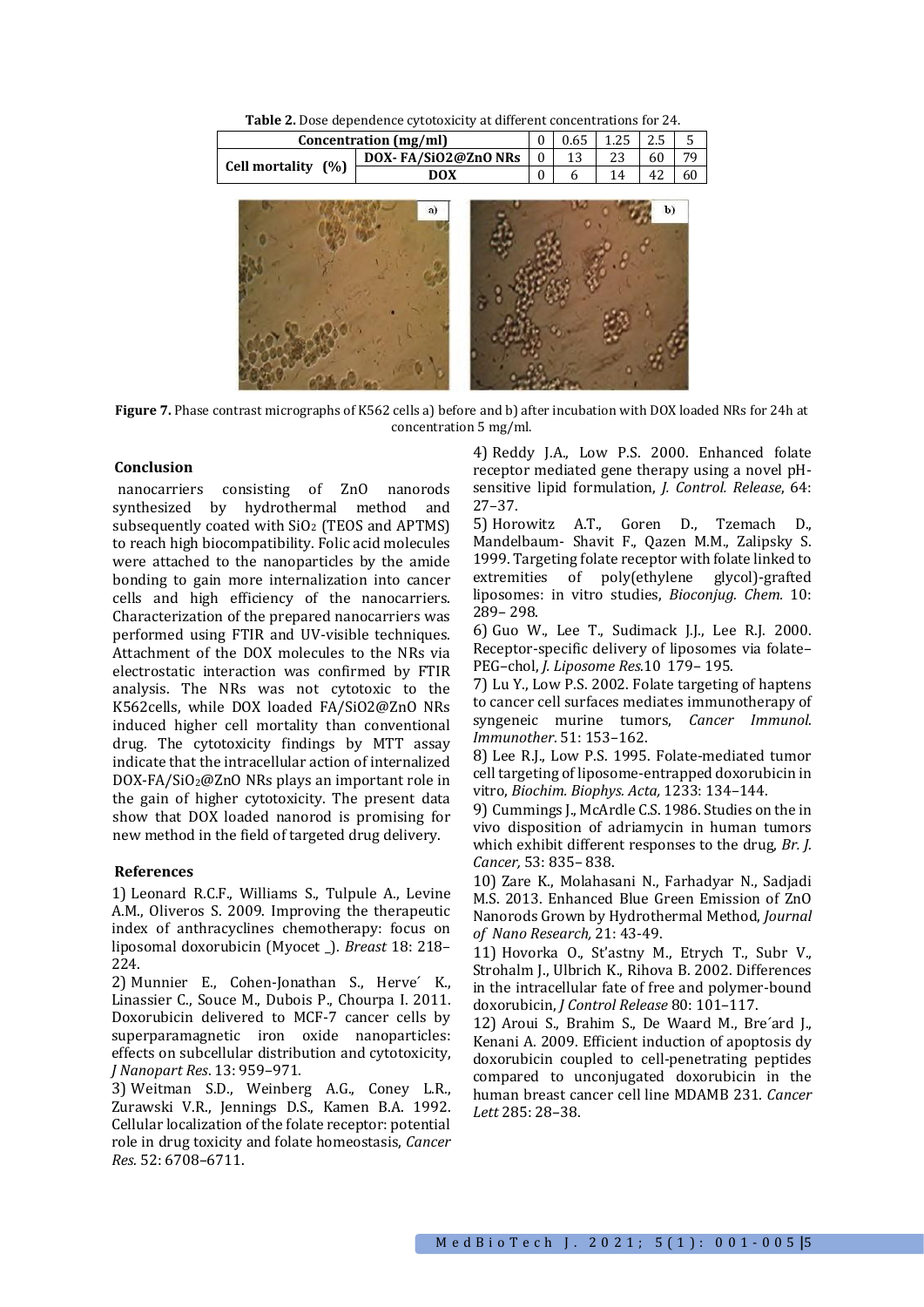**Table 2.** Dose dependence cytotoxicity at different concentrations for 24.

| Concentration (mg/ml) | | 0 | 0.65 | 1.25 | 2.5 | 5 |
|---|---|---|---|---|---|---|
| Cell mortality (%) | DOX- FA/SiO2@ZnO NRs | 0 | 13 | 23 | 60 | 79 |
| | DOX | 0 | 6 | 14 | 42 | 60 |

**Figure 7.** Phase contrast micrographs of K562 cells a) before and b) after incubation with DOX loaded NRs for 24h at concentration 5 mg/ml.

## Conclusion

nanocarriers consisting of ZnO nanorods synthesized by hydrothermal method and subsequently coated with $SiO_2$ (TEOS and APTMS) to reach high biocompatibility. Folic acid molecules were attached to the nanoparticles by the amide bonding to gain more internalization into cancer cells and high efficiency of the nanocarriers. Characterization of the prepared nanocarriers was performed using FTIR and UV-visible techniques. Attachment of the DOX molecules to the NRs via electrostatic interaction was confirmed by FTIR analysis. The NRs was not cytotoxic to the K562cells, while DOX loaded FA/SiO2@ZnO NRs induced higher cell mortality than conventional drug. The cytotoxicity findings by MTT assay indicate that the intracellular action of internalized DOX-FA/$SiO_2$@ZnO NRs plays an important role in the gain of higher cytotoxicity. The present data show that DOX loaded nanorod is promising for new method in the field of targeted drug delivery.

## References

1) Leonard R.C.F., Williams S., Tulpule A., Levine A.M., Oliveros S. 2009. Improving the therapeutic index of anthracyclines chemotherapy: focus on liposomal doxorubicin (Myocet _). *Breast* 18: 218–224.

2) Munnier E., Cohen-Jonathan S., Herve´ K., Linassier C., Souce M., Dubois P., Chourpa I. 2011. Doxorubicin delivered to MCF-7 cancer cells by superparamagnetic iron oxide nanoparticles: effects on subcellular distribution and cytotoxicity, *J Nanopart Res*. 13: 959–971.

3) Weitman S.D., Weinberg A.G., Coney L.R., Zurawski V.R., Jennings D.S., Kamen B.A. 1992. Cellular localization of the folate receptor: potential role in drug toxicity and folate homeostasis, *Cancer Res.* 52: 6708–6711.

4) Reddy J.A., Low P.S. 2000. Enhanced folate receptor mediated gene therapy using a novel pH-sensitive lipid formulation, *J. Control. Release*, 64: 27–37.

5) Horowitz A.T., Goren D., Tzemach D., Mandelbaum- Shavit F., Qazen M.M., Zalipsky S. 1999. Targeting folate receptor with folate linked to extremities of poly(ethylene glycol)-grafted liposomes: in vitro studies, *Bioconjug. Chem.* 10: 289– 298.

6) Guo W., Lee T., Sudimack J.J., Lee R.J. 2000. Receptor-specific delivery of liposomes via folate–PEG–chol, *J. Liposome Res.*10 179– 195.

7) Lu Y., Low P.S. 2002. Folate targeting of haptens to cancer cell surfaces mediates immunotherapy of syngeneic murine tumors, *Cancer Immunol. Immunother.* 51: 153–162.

8) Lee R.J., Low P.S. 1995. Folate-mediated tumor cell targeting of liposome-entrapped doxorubicin in vitro, *Biochim. Biophys. Acta,* 1233: 134–144.

9) Cummings J., McArdle C.S. 1986. Studies on the in vivo disposition of adriamycin in human tumors which exhibit different responses to the drug, *Br. J. Cancer,* 53: 835– 838.

10) Zare K., Molahasani N., Farhadyar N., Sadjadi M.S. 2013. Enhanced Blue Green Emission of ZnO Nanorods Grown by Hydrothermal Method, *Journal of Nano Research,* 21: 43-49.

11) Hovorka O., St'astny M., Etrych T., Subr V., Strohalm J., Ulbrich K., Rihova B. 2002. Differences in the intracellular fate of free and polymer-bound doxorubicin, *J Control Release* 80: 101–117.

12) Aroui S., Brahim S., De Waard M., Bre´ard J., Kenani A. 2009. Efficient induction of apoptosis dy doxorubicin coupled to cell-penetrating peptides compared to unconjugated doxorubicin in the human breast cancer cell line MDAMB 231. *Cancer Lett* 285: 28–38.